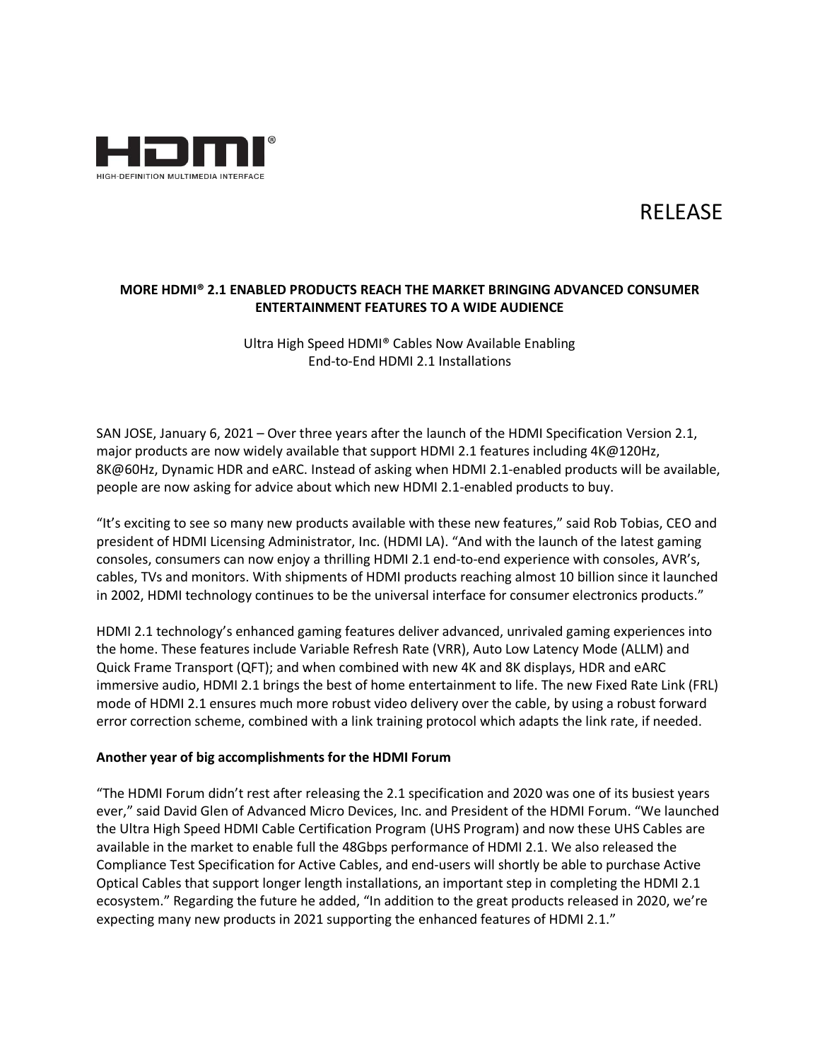HIGH-DEFINITION MULTIMEDIA INTERFACE

RELEASE

## MORE HDMI® 2.1 ENABLED PRODUCTS REACH THE MARKET BRINGING ADVANCED CONSUMER ENTERTAINMENT FEATURES TO A WIDE AUDIENCE

Ultra High Speed HDMI® Cables Now Available Enabling End-to-End HDMI 2.1 Installations

SAN JOSE, January 6, 2021 – Over three years after the launch of the HDMI Specification Version 2.1, major products are now widely available that support HDMI 2.1 features including 4K@120Hz, 8K@60Hz, Dynamic HDR and eARC. Instead of asking when HDMI 2.1-enabled products will be available, people are now asking for advice about which new HDMI 2.1-enabled products to buy.

"It's exciting to see so many new products available with these new features," said Rob Tobias, CEO and president of HDMI Licensing Administrator, Inc. (HDMI LA). "And with the launch of the latest gaming consoles, consumers can now enjoy a thrilling HDMI 2.1 end-to-end experience with consoles, AVR's, cables, TVs and monitors. With shipments of HDMI products reaching almost 10 billion since it launched in 2002, HDMI technology continues to be the universal interface for consumer electronics products."

HDMI 2.1 technology's enhanced gaming features deliver advanced, unrivaled gaming experiences into the home. These features include Variable Refresh Rate (VRR), Auto Low Latency Mode (ALLM) and Quick Frame Transport (QFT); and when combined with new 4K and 8K displays, HDR and eARC immersive audio, HDMI 2.1 brings the best of home entertainment to life. The new Fixed Rate Link (FRL) mode of HDMI 2.1 ensures much more robust video delivery over the cable, by using a robust forward error correction scheme, combined with a link training protocol which adapts the link rate, if needed.

**Another year of big accomplishments for the HDMI Forum**

"The HDMI Forum didn't rest after releasing the 2.1 specification and 2020 was one of its busiest years ever," said David Glen of Advanced Micro Devices, Inc. and President of the HDMI Forum. "We launched the Ultra High Speed HDMI Cable Certification Program (UHS Program) and now these UHS Cables are available in the market to enable full the 48Gbps performance of HDMI 2.1. We also released the Compliance Test Specification for Active Cables, and end-users will shortly be able to purchase Active Optical Cables that support longer length installations, an important step in completing the HDMI 2.1 ecosystem." Regarding the future he added, "In addition to the great products released in 2020, we're expecting many new products in 2021 supporting the enhanced features of HDMI 2.1."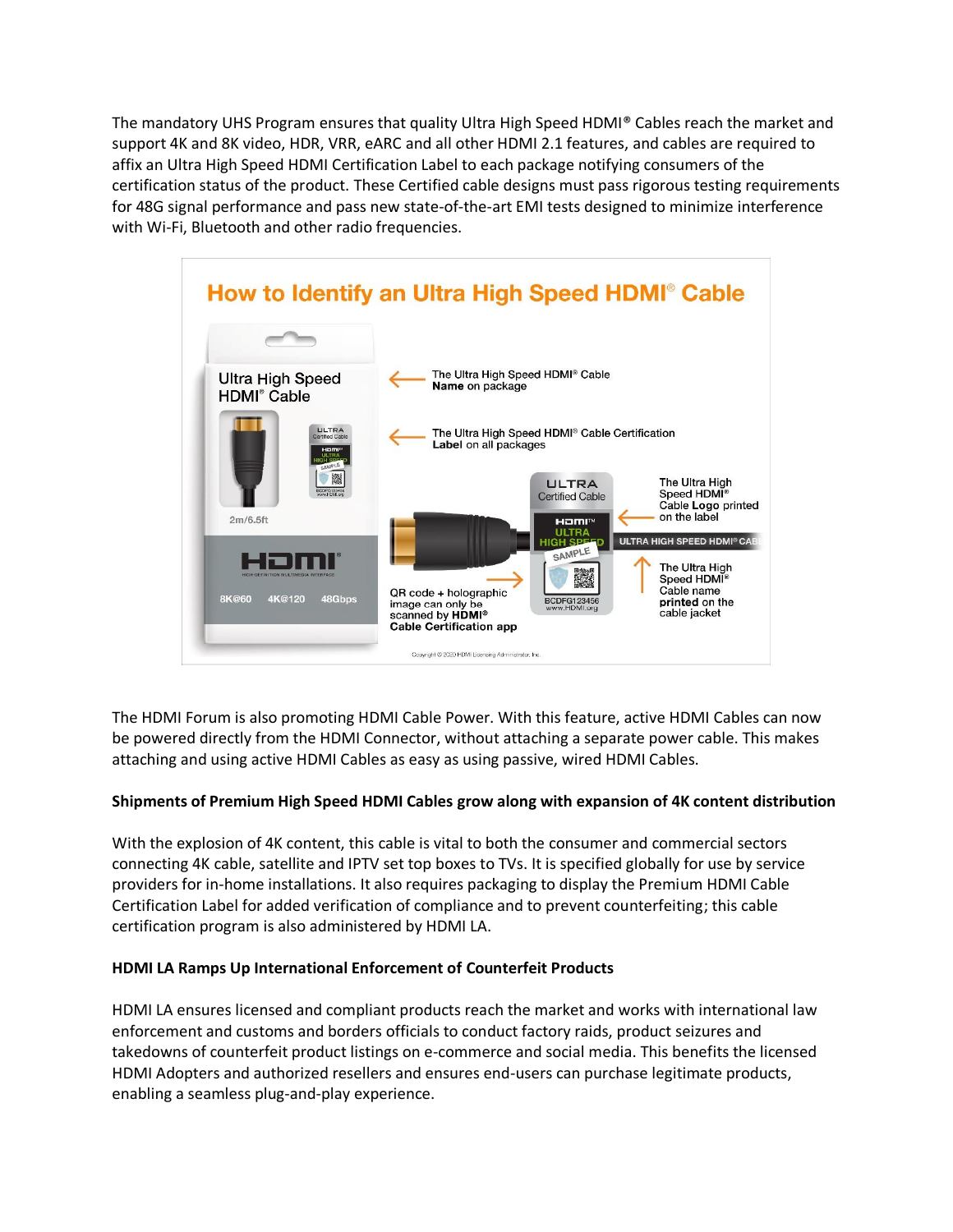The mandatory UHS Program ensures that quality Ultra High Speed HDMI® Cables reach the market and support 4K and 8K video, HDR, VRR, eARC and all other HDMI 2.1 features, and cables are required to affix an Ultra High Speed HDMI Certification Label to each package notifying consumers of the certification status of the product. These Certified cable designs must pass rigorous testing requirements for 48G signal performance and pass new state-of-the-art EMI tests designed to minimize interference with Wi-Fi, Bluetooth and other radio frequencies.

## How to Identify an Ultra High Speed HDMI® Cable

Ultra High Speed HDMI® Cable

2m/6.5ft

8K@60 4K@120 48Gbps

The Ultra High Speed HDMI® Cable **Name** on package

The Ultra High Speed HDMI® Cable Certification **Label** on all packages

The Ultra High Speed HDMI® Cable **Logo** printed on the label

The Ultra High Speed HDMI® Cable name **printed** on the cable jacket

QR code + holographic image can only be scanned by **HDMI® Cable Certification app**

Copyright © 2020 HDMI Licensing Administrator, Inc.

The HDMI Forum is also promoting HDMI Cable Power. With this feature, active HDMI Cables can now be powered directly from the HDMI Connector, without attaching a separate power cable. This makes attaching and using active HDMI Cables as easy as using passive, wired HDMI Cables.

**Shipments of Premium High Speed HDMI Cables grow along with expansion of 4K content distribution**

With the explosion of 4K content, this cable is vital to both the consumer and commercial sectors connecting 4K cable, satellite and IPTV set top boxes to TVs. It is specified globally for use by service providers for in-home installations. It also requires packaging to display the Premium HDMI Cable Certification Label for added verification of compliance and to prevent counterfeiting; this cable certification program is also administered by HDMI LA.

**HDMI LA Ramps Up International Enforcement of Counterfeit Products**

HDMI LA ensures licensed and compliant products reach the market and works with international law enforcement and customs and borders officials to conduct factory raids, product seizures and takedowns of counterfeit product listings on e-commerce and social media. This benefits the licensed HDMI Adopters and authorized resellers and ensures end-users can purchase legitimate products, enabling a seamless plug-and-play experience.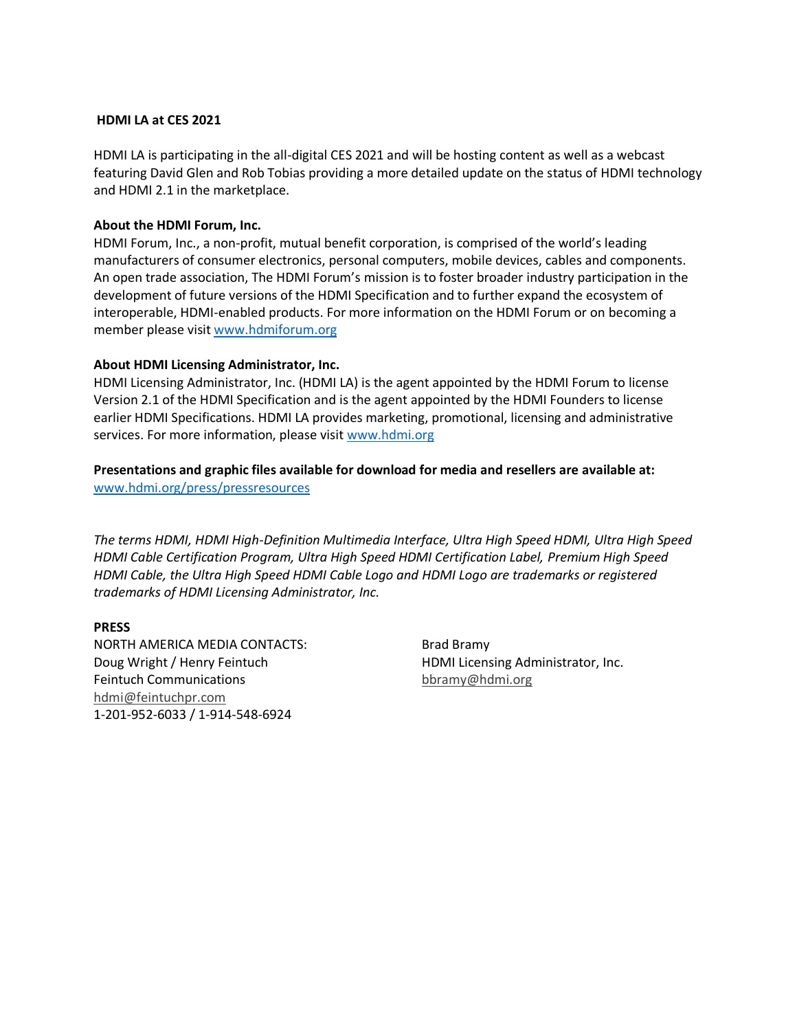**HDMI LA at CES 2021**

HDMI LA is participating in the all-digital CES 2021 and will be hosting content as well as a webcast featuring David Glen and Rob Tobias providing a more detailed update on the status of HDMI technology and HDMI 2.1 in the marketplace.

**About the HDMI Forum, Inc.**

HDMI Forum, Inc., a non-profit, mutual benefit corporation, is comprised of the world's leading manufacturers of consumer electronics, personal computers, mobile devices, cables and components. An open trade association, The HDMI Forum's mission is to foster broader industry participation in the development of future versions of the HDMI Specification and to further expand the ecosystem of interoperable, HDMI-enabled products. For more information on the HDMI Forum or on becoming a member please visit www.hdmiforum.org

**About HDMI Licensing Administrator, Inc.**

HDMI Licensing Administrator, Inc. (HDMI LA) is the agent appointed by the HDMI Forum to license Version 2.1 of the HDMI Specification and is the agent appointed by the HDMI Founders to license earlier HDMI Specifications. HDMI LA provides marketing, promotional, licensing and administrative services. For more information, please visit www.hdmi.org

**Presentations and graphic files available for download for media and resellers are available at:**
www.hdmi.org/press/pressresources

*The terms HDMI, HDMI High-Definition Multimedia Interface, Ultra High Speed HDMI, Ultra High Speed HDMI Cable Certification Program, Ultra High Speed HDMI Certification Label, Premium High Speed HDMI Cable, the Ultra High Speed HDMI Cable Logo and HDMI Logo are trademarks or registered trademarks of HDMI Licensing Administrator, Inc.*

**PRESS**

NORTH AMERICA MEDIA CONTACTS:
Doug Wright / Henry Feintuch
Feintuch Communications
hdmi@feintuchpr.com
1-201-952-6033 / 1-914-548-6924

Brad Bramy
HDMI Licensing Administrator, Inc.
bbramy@hdmi.org